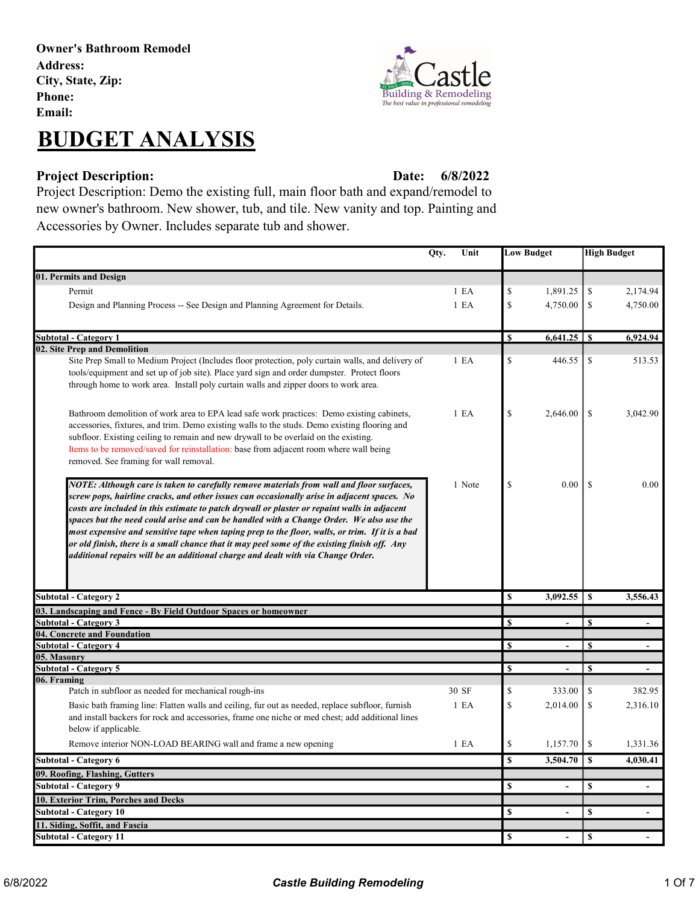**Owner's Bathroom Remodel**
**Address:**
**City, State, Zip:**
**Phone:**
**Email:**

# BUDGET ANALYSIS

**Project Description:** **Date: 6/8/2022**

Project Description: Demo the existing full, main floor bath and expand/remodel to new owner's bathroom. New shower, tub, and tile. New vanity and top. Painting and Accessories by Owner. Includes separate tub and shower.

| | Qty. | Unit | Low Budget | High Budget |
|---|---|---|---|---|
| **01. Permits and Design** | | | | |
| Permit | 1 | EA | $ 1,891.25 | $ 2,174.94 |
| Design and Planning Process -- See Design and Planning Agreement for Details. | 1 | EA | $ 4,750.00 | $ 4,750.00 |
| **Subtotal - Category 1** | | | **$ 6,641.25** | **$ 6,924.94** |
| **02. Site Prep and Demolition** | | | | |
| Site Prep Small to Medium Project (Includes floor protection, poly curtain walls, and delivery of tools/equipment and set up of job site). Place yard sign and order dumpster. Protect floors through home to work area. Install poly curtain walls and zipper doors to work area. | 1 | EA | $ 446.55 | $ 513.53 |
| Bathroom demolition of work area to EPA lead safe work practices: Demo existing cabinets, accessories, fixtures, and trim. Demo existing walls to the studs. Demo existing flooring and subfloor. Existing ceiling to remain and new drywall to be overlaid on the existing. Items to be removed/saved for reinstallation: base from adjacent room where wall being removed. See framing for wall removal. | 1 | EA | $ 2,646.00 | $ 3,042.90 |
| ***NOTE: Although care is taken to carefully remove materials from wall and floor surfaces, screw pops, hairline cracks, and other issues can occasionally arise in adjacent spaces. No costs are included in this estimate to patch drywall or plaster or repaint walls in adjacent spaces but the need could arise and can be handled with a Change Order. We also use the most expensive and sensitive tape when taping prep to the floor, walls, or trim. If it is a bad or old finish, there is a small chance that it may peel some of the existing finish off. Any additional repairs will be an additional charge and dealt with via Change Order.*** | 1 | Note | $ 0.00 | $ 0.00 |
| **Subtotal - Category 2** | | | **$ 3,092.55** | **$ 3,556.43** |
| **03. Landscaping and Fence - By Field Outdoor Spaces or homeowner** | | | | |
| **Subtotal - Category 3** | | | **$ -** | **$ -** |
| **04. Concrete and Foundation** | | | | |
| **Subtotal - Category 4** | | | **$ -** | **$ -** |
| **05. Masonry** | | | | |
| **Subtotal - Category 5** | | | **$ -** | **$ -** |
| **06. Framing** | | | | |
| Patch in subfloor as needed for mechanical rough-ins | 30 | SF | $ 333.00 | $ 382.95 |
| Basic bath framing line: Flatten walls and ceiling, fur out as needed, replace subfloor, furnish and install backers for rock and accessories, frame one niche or med chest; add additional lines below if applicable. | 1 | EA | $ 2,014.00 | $ 2,316.10 |
| Remove interior NON-LOAD BEARING wall and frame a new opening | 1 | EA | $ 1,157.70 | $ 1,331.36 |
| **Subtotal - Category 6** | | | **$ 3,504.70** | **$ 4,030.41** |
| **09. Roofing, Flashing, Gutters** | | | | |
| **Subtotal - Category 9** | | | **$ -** | **$ -** |
| **10. Exterior Trim, Porches and Decks** | | | | |
| **Subtotal - Category 10** | | | **$ -** | **$ -** |
| **11. Siding, Soffit, and Fascia** | | | | |
| **Subtotal - Category 11** | | | **$ -** | **$ -** |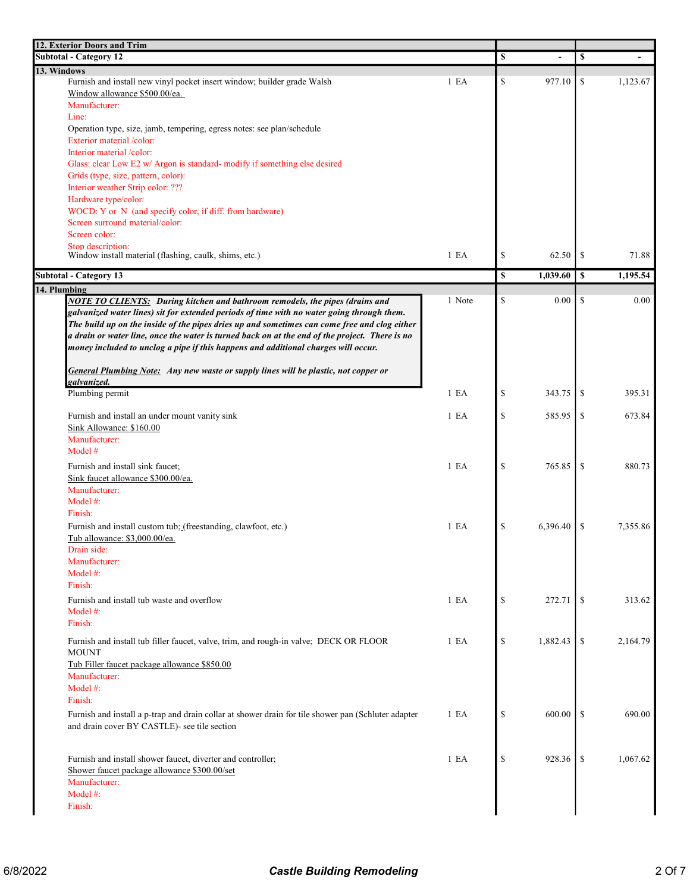| Description | Qty | Cost | Price |
|---|---|---|---|
| **12. Exterior Doors and Trim** | | | |
| **Subtotal - Category 12** | | **$ -** | **$ -** |
| **13. Windows** | | | |
| Furnish and install new vinyl pocket insert window; builder grade Walsh<br>Window allowance $500.00/ea.<br>Manufacturer:<br>Line:<br>Operation type, size, jamb, tempering, egress notes: see plan/schedule<br>Exterior material /color:<br>Interior material /color:<br>Glass: clear Low E2 w/ Argon is standard- modify if something else desired<br>Grids (type, size, pattern, color):<br>Interior weather Strip color: ???<br>Hardware type/color:<br>WOCD: Y or N (and specify color, if diff. from hardware)<br>Screen surround material/color:<br>Screen color:<br>Stop description: | 1 EA | $ 977.10 | $ 1,123.67 |
| Window install material (flashing, caulk, shims, etc.) | 1 EA | $ 62.50 | $ 71.88 |
| **Subtotal - Category 13** | | **$ 1,039.60** | **$ 1,195.54** |
| **14. Plumbing** | | | |
| ***NOTE TO CLIENTS:*** ***During kitchen and bathroom remodels, the pipes (drains and galvanized water lines) sit for extended periods of time with no water going through them. The build up on the inside of the pipes dries up and sometimes can come free and clog either a drain or water line, once the water is turned back on at the end of the project. There is no money included to unclog a pipe if this happens and additional charges will occur.***<br><br>***General Plumbing Note:*** ***Any new waste or supply lines will be plastic, not copper or galvanized.*** | 1 Note | $ 0.00 | $ 0.00 |
| Plumbing permit | 1 EA | $ 343.75 | $ 395.31 |
| Furnish and install an under mount vanity sink<br>Sink Allowance: $160.00<br>Manufacturer:<br>Model # | 1 EA | $ 585.95 | $ 673.84 |
| Furnish and install sink faucet;<br>Sink faucet allowance $300.00/ea.<br>Manufacturer:<br>Model #:<br>Finish: | 1 EA | $ 765.85 | $ 880.73 |
| Furnish and install custom tub; (freestanding, clawfoot, etc.)<br>Tub allowance: $3,000.00/ea.<br>Drain side:<br>Manufacturer:<br>Model #:<br>Finish: | 1 EA | $ 6,396.40 | $ 7,355.86 |
| Furnish and install tub waste and overflow<br>Model #:<br>Finish: | 1 EA | $ 272.71 | $ 313.62 |
| Furnish and install tub filler faucet, valve, trim, and rough-in valve; DECK OR FLOOR MOUNT<br>Tub Filler faucet package allowance $850.00<br>Manufacturer:<br>Model #:<br>Finish: | 1 EA | $ 1,882.43 | $ 2,164.79 |
| Furnish and install a p-trap and drain collar at shower drain for tile shower pan (Schluter adapter and drain cover BY CASTLE)- see tile section | 1 EA | $ 600.00 | $ 690.00 |
| Furnish and install shower faucet, diverter and controller;<br>Shower faucet package allowance $300.00/set<br>Manufacturer:<br>Model #:<br>Finish: | 1 EA | $ 928.36 | $ 1,067.62 |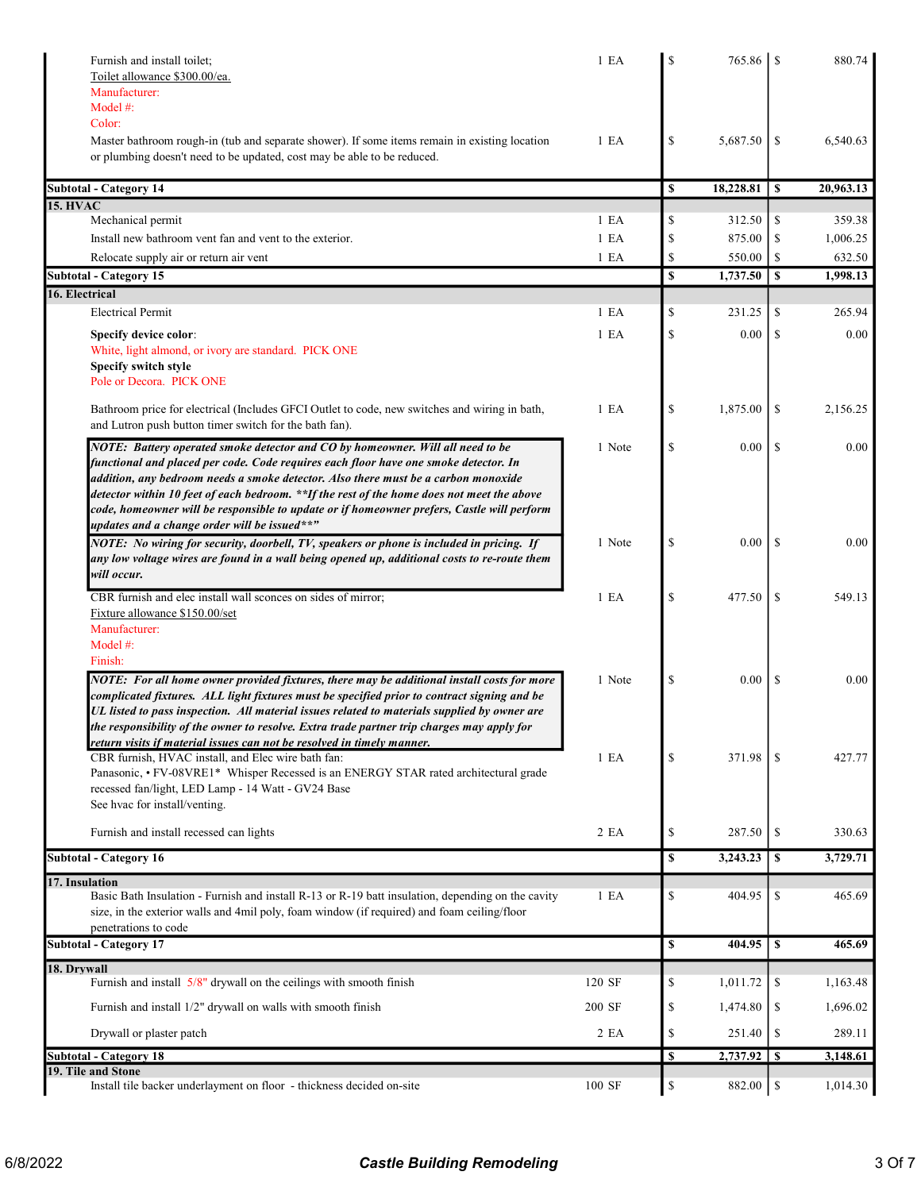| Description | Qty | | Cost | | Price |
|---|---|---|---|---|---|
| Furnish and install toilet;<br>Toilet allowance $300.00/ea.<br>Manufacturer:<br>Model #:<br>Color: | 1 EA | $ | 765.86 | $ | 880.74 |
| Master bathroom rough-in (tub and separate shower). If some items remain in existing location or plumbing doesn't need to be updated, cost may be able to be reduced. | 1 EA | $ | 5,687.50 | $ | 6,540.63 |
| **Subtotal - Category 14** | | **$** | **18,228.81** | **$** | **20,963.13** |
| **15. HVAC** | | | | | |
| Mechanical permit | 1 EA | $ | 312.50 | $ | 359.38 |
| Install new bathroom vent fan and vent to the exterior. | 1 EA | $ | 875.00 | $ | 1,006.25 |
| Relocate supply air or return air vent | 1 EA | $ | 550.00 | $ | 632.50 |
| **Subtotal - Category 15** | | **$** | **1,737.50** | **$** | **1,998.13** |
| **16. Electrical** | | | | | |
| Electrical Permit | 1 EA | $ | 231.25 | $ | 265.94 |
| **Specify device color**:<br>White, light almond, or ivory are standard. PICK ONE<br>**Specify switch style**<br>Pole or Decora. PICK ONE | 1 EA | $ | 0.00 | $ | 0.00 |
| Bathroom price for electrical (Includes GFCI Outlet to code, new switches and wiring in bath, and Lutron push button timer switch for the bath fan). | 1 EA | $ | 1,875.00 | $ | 2,156.25 |
| ***NOTE: Battery operated smoke detector and CO by homeowner. Will all need to be functional and placed per code. Code requires each floor have one smoke detector. In addition, any bedroom needs a smoke detector. Also there must be a carbon monoxide detector within 10 feet of each bedroom. **If the rest of the home does not meet the above code, homeowner will be responsible to update or if homeowner prefers, Castle will perform updates and a change order will be issued**"*** | 1 Note | $ | 0.00 | $ | 0.00 |
| ***NOTE: No wiring for security, doorbell, TV, speakers or phone is included in pricing. If any low voltage wires are found in a wall being opened up, additional costs to re-route them will occur.*** | 1 Note | $ | 0.00 | $ | 0.00 |
| CBR furnish and elec install wall sconces on sides of mirror;<br>Fixture allowance $150.00/set<br>Manufacturer:<br>Model #:<br>Finish: | 1 EA | $ | 477.50 | $ | 549.13 |
| ***NOTE: For all home owner provided fixtures, there may be additional install costs for more complicated fixtures. ALL light fixtures must be specified prior to contract signing and be UL listed to pass inspection. All material issues related to materials supplied by owner are the responsibility of the owner to resolve. Extra trade partner trip charges may apply for return visits if material issues can not be resolved in timely manner.*** | 1 Note | $ | 0.00 | $ | 0.00 |
| CBR furnish, HVAC install, and Elec wire bath fan:<br>Panasonic, • FV-08VRE1* Whisper Recessed is an ENERGY STAR rated architectural grade recessed fan/light, LED Lamp - 14 Watt - GV24 Base<br>See hvac for install/venting. | 1 EA | $ | 371.98 | $ | 427.77 |
| Furnish and install recessed can lights | 2 EA | $ | 287.50 | $ | 330.63 |
| **Subtotal - Category 16** | | **$** | **3,243.23** | **$** | **3,729.71** |
| **17. Insulation** | | | | | |
| Basic Bath Insulation - Furnish and install R-13 or R-19 batt insulation, depending on the cavity size, in the exterior walls and 4mil poly, foam window (if required) and foam ceiling/floor penetrations to code | 1 EA | $ | 404.95 | $ | 465.69 |
| **Subtotal - Category 17** | | **$** | **404.95** | **$** | **465.69** |
| **18. Drywall** | | | | | |
| Furnish and install 5/8" drywall on the ceilings with smooth finish | 120 SF | $ | 1,011.72 | $ | 1,163.48 |
| Furnish and install 1/2" drywall on walls with smooth finish | 200 SF | $ | 1,474.80 | $ | 1,696.02 |
| Drywall or plaster patch | 2 EA | $ | 251.40 | $ | 289.11 |
| **Subtotal - Category 18** | | **$** | **2,737.92** | **$** | **3,148.61** |
| **19. Tile and Stone** | | | | | |
| Install tile backer underlayment on floor - thickness decided on-site | 100 SF | $ | 882.00 | $ | 1,014.30 |

6/8/2022 — Castle Building Remodeling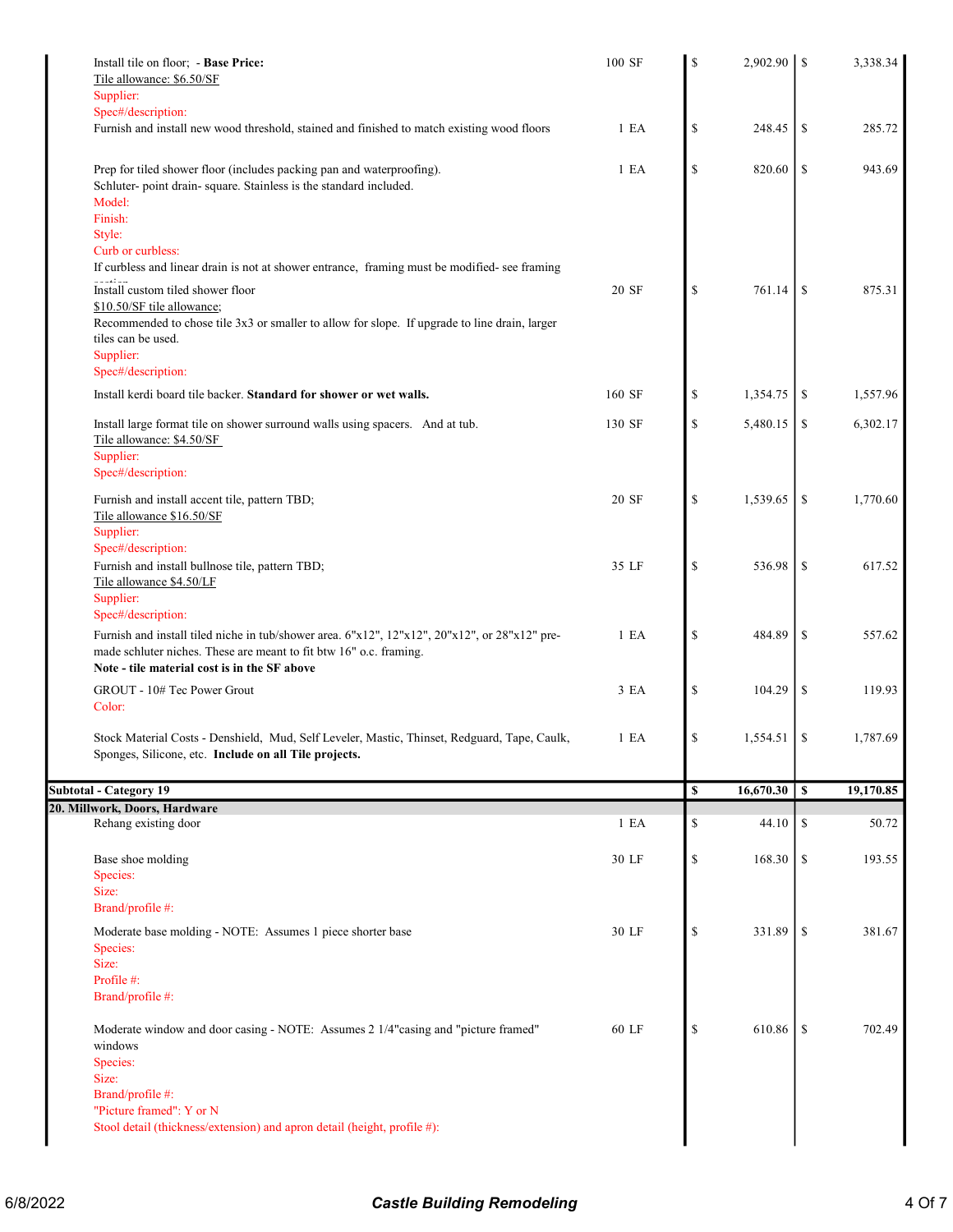| Description | Qty | Cost | Price |
|---|---|---|---|
| Install tile on floor;  - **Base Price:**<br>Tile allowance: $6.50/SF<br>Supplier:<br>Spec#/description: | 100 SF | $ 2,902.90 | $ 3,338.34 |
| Furnish and install new wood threshold, stained and finished to match existing wood floors | 1 EA | $ 248.45 | $ 285.72 |
| Prep for tiled shower floor (includes packing pan and waterproofing).<br>Schluter- point drain- square. Stainless is the standard included.<br>Model:<br>Finish:<br>Style:<br>Curb or curbless:<br>If curbless and linear drain is not at shower entrance,  framing must be modified- see framing section | 1 EA | $ 820.60 | $ 943.69 |
| Install custom tiled shower floor<br>$10.50/SF tile allowance;<br>Recommended to chose tile 3x3 or smaller to allow for slope.  If upgrade to line drain, larger tiles can be used.<br>Supplier:<br>Spec#/description: | 20 SF | $ 761.14 | $ 875.31 |
| Install kerdi board tile backer. **Standard for shower or wet walls.** | 160 SF | $ 1,354.75 | $ 1,557.96 |
| Install large format tile on shower surround walls using spacers.   And at tub.<br>Tile allowance: $4.50/SF<br>Supplier:<br>Spec#/description: | 130 SF | $ 5,480.15 | $ 6,302.17 |
| Furnish and install accent tile, pattern TBD;<br>Tile allowance $16.50/SF<br>Supplier:<br>Spec#/description: | 20 SF | $ 1,539.65 | $ 1,770.60 |
| Furnish and install bullnose tile, pattern TBD;<br>Tile allowance $4.50/LF<br>Supplier:<br>Spec#/description: | 35 LF | $ 536.98 | $ 617.52 |
| Furnish and install tiled niche in tub/shower area. 6"x12", 12"x12", 20"x12", or 28"x12" pre-made schluter niches. These are meant to fit btw 16" o.c. framing.<br>**Note - tile material cost is in the SF above** | 1 EA | $ 484.89 | $ 557.62 |
| GROUT - 10# Tec Power Grout<br>Color: | 3 EA | $ 104.29 | $ 119.93 |
| Stock Material Costs - Denshield,  Mud, Self Leveler, Mastic, Thinset, Redguard, Tape, Caulk, Sponges, Silicone, etc.  **Include on all Tile projects.** | 1 EA | $ 1,554.51 | $ 1,787.69 |
| **Subtotal - Category 19** | | **$ 16,670.30** | **$ 19,170.85** |
| **20. Millwork, Doors, Hardware** | | | |
| Rehang existing door | 1 EA | $ 44.10 | $ 50.72 |
| Base shoe molding<br>Species:<br>Size:<br>Brand/profile #: | 30 LF | $ 168.30 | $ 193.55 |
| Moderate base molding - NOTE:  Assumes 1 piece shorter base<br>Species:<br>Size:<br>Profile #:<br>Brand/profile #: | 30 LF | $ 331.89 | $ 381.67 |
| Moderate window and door casing - NOTE:  Assumes 2 1/4"casing and "picture framed" windows<br>Species:<br>Size:<br>Brand/profile #:<br>"Picture framed": Y or N<br>Stool detail (thickness/extension) and apron detail (height, profile #): | 60 LF | $ 610.86 | $ 702.49 |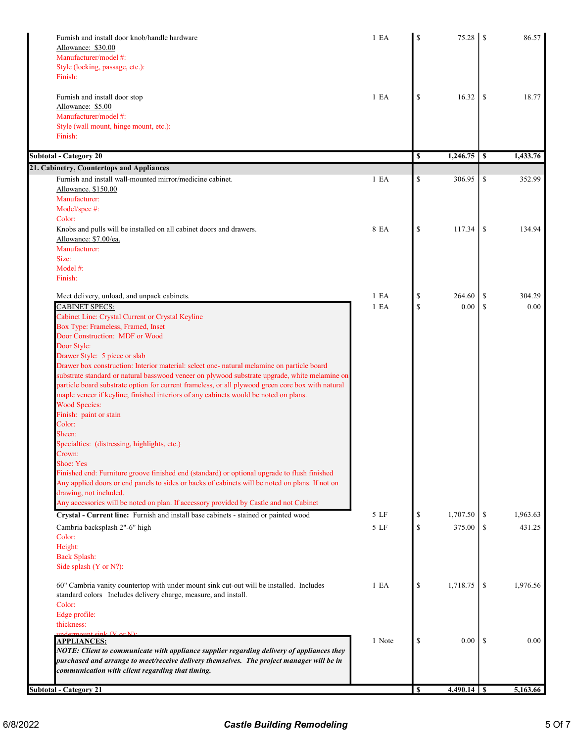| Description | Qty | Cost | Price |
|---|---|---|---|
| Furnish and install door knob/handle hardware<br>Allowance: $30.00<br>Manufacturer/model #:<br>Style (locking, passage, etc.):<br>Finish: | 1 EA | $ 75.28 | $ 86.57 |
| Furnish and install door stop<br>Allowance: $5.00<br>Manufacturer/model #:<br>Style (wall mount, hinge mount, etc.):<br>Finish: | 1 EA | $ 16.32 | $ 18.77 |
| **Subtotal - Category 20** | | **$ 1,246.75** | **$ 1,433.76** |
| **21. Cabinetry, Countertops and Appliances** | | | |
| Furnish and install wall-mounted mirror/medicine cabinet.<br>Allowance. $150.00<br>Manufacturer:<br>Model/spec #:<br>Color: | 1 EA | $ 306.95 | $ 352.99 |
| Knobs and pulls will be installed on all cabinet doors and drawers.<br>Allowance: $7.00/ea.<br>Manufacturer:<br>Size:<br>Model #:<br>Finish: | 8 EA | $ 117.34 | $ 134.94 |
| Meet delivery, unload, and unpack cabinets. | 1 EA | $ 264.60 | $ 304.29 |
| CABINET SPECS:<br>Cabinet Line: Crystal Current or Crystal Keyline<br>Box Type: Frameless, Framed, Inset<br>Door Construction: MDF or Wood<br>Door Style:<br>Drawer Style: 5 piece or slab<br>Drawer box construction: Interior material: select one- natural melamine on particle board substrate standard or natural basswood veneer on plywood substrate upgrade, white melamine on particle board substrate option for current frameless, or all plywood green core box with natural maple veneer if keyline; finished interiors of any cabinets would be noted on plans.<br>Wood Species:<br>Finish: paint or stain<br>Color:<br>Sheen:<br>Specialties: (distressing, highlights, etc.)<br>Crown:<br>Shoe: Yes<br>Finished end: Furniture groove finished end (standard) or optional upgrade to flush finished<br>Any applied doors or end panels to sides or backs of cabinets will be noted on plans. If not on drawing, not included.<br>Any accessories will be noted on plan. If accessory provided by Castle and not Cabinet | 1 EA | $ 0.00 | $ 0.00 |
| **Crystal - Current line:** Furnish and install base cabinets - stained or painted wood | 5 LF | $ 1,707.50 | $ 1,963.63 |
| Cambria backsplash 2"-6" high<br>Color:<br>Height:<br>Back Splash:<br>Side splash (Y or N?): | 5 LF | $ 375.00 | $ 431.25 |
| 60" Cambria vanity countertop with under mount sink cut-out will be installed. Includes standard colors Includes delivery charge, measure, and install.<br>Color:<br>Edge profile:<br>thickness:<br>undermount sink (Y or N): | 1 EA | $ 1,718.75 | $ 1,976.56 |
| **APPLIANCES:**<br>***NOTE: Client to communicate with appliance supplier regarding delivery of appliances they purchased and arrange to meet/receive delivery themselves. The project manager will be in communication with client regarding that timing.*** | 1 Note | $ 0.00 | $ 0.00 |
| **Subtotal - Category 21** | | **$ 4,490.14** | **$ 5,163.66** |

6/8/2022 **Castle Building Remodeling**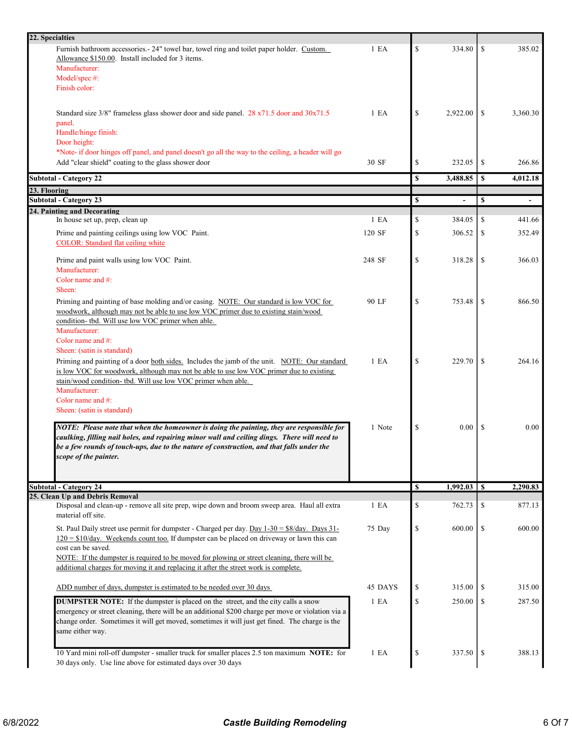| Description | Qty | Cost | Price |
|---|---|---|---|
| **22. Specialties** | | | |
| Furnish bathroom accessories.- 24" towel bar, towel ring and toilet paper holder. Custom. Allowance $150.00. Install included for 3 items.<br>Manufacturer:<br>Model/spec #:<br>Finish color: | 1 EA | $ 334.80 | $ 385.02 |
| Standard size 3/8" frameless glass shower door and side panel. 28 x71.5 door and 30x71.5 panel.<br>Handle/hinge finish:<br>Door height:<br>*Note- if door hinges off panel, and panel doesn't go all the way to the ceiling, a header will go | 1 EA | $ 2,922.00 | $ 3,360.30 |
| Add "clear shield" coating to the glass shower door | 30 SF | $ 232.05 | $ 266.86 |
| **Subtotal - Category 22** | | **$ 3,488.85** | **$ 4,012.18** |
| **23. Flooring** | | | |
| **Subtotal - Category 23** | | **$ -** | **$ -** |
| **24. Painting and Decorating** | | | |
| In house set up, prep, clean up | 1 EA | $ 384.05 | $ 441.66 |
| Prime and painting ceilings using low VOC Paint.<br>COLOR: Standard flat ceiling white | 120 SF | $ 306.52 | $ 352.49 |
| Prime and paint walls using low VOC Paint.<br>Manufacturer:<br>Color name and #:<br>Sheen: | 248 SF | $ 318.28 | $ 366.03 |
| Priming and painting of base molding and/or casing. NOTE: Our standard is low VOC for woodwork, although may not be able to use low VOC primer due to existing stain/wood condition- tbd. Will use low VOC primer when able.<br>Manufacturer:<br>Color name and #:<br>Sheen: (satin is standard) | 90 LF | $ 753.48 | $ 866.50 |
| Priming and painting of a door both sides. Includes the jamb of the unit. NOTE: Our standard is low VOC for woodwork, although may not be able to use low VOC primer due to existing stain/wood condition- tbd. Will use low VOC primer when able.<br>Manufacturer:<br>Color name and #:<br>Sheen: (satin is standard) | 1 EA | $ 229.70 | $ 264.16 |
| ***NOTE: Please note that when the homeowner is doing the painting, they are responsible for caulking, filling nail holes, and repairing minor wall and ceiling dings. There will need to be a few rounds of touch-ups, due to the nature of construction, and that falls under the scope of the painter.*** | 1 Note | $ 0.00 | $ 0.00 |
| **Subtotal - Category 24** | | **$ 1,992.03** | **$ 2,290.83** |
| **25. Clean Up and Debris Removal** | | | |
| Disposal and clean-up - remove all site prep, wipe down and broom sweep area. Haul all extra material off site. | 1 EA | $ 762.73 | $ 877.13 |
| St. Paul Daily street use permit for dumpster - Charged per day. Day 1-30 = $8/day. Days 31-120 = $10/day. Weekends count too. If dumpster can be placed on driveway or lawn this can cost can be saved.<br>NOTE: If the dumpster is required to be moved for plowing or street cleaning, there will be additional charges for moving it and replacing it after the street work is complete. | 75 Day | $ 600.00 | $ 600.00 |
| ADD number of days, dumpster is estimated to be needed over 30 days | 45 DAYS | $ 315.00 | $ 315.00 |
| **DUMPSTER NOTE:** If the dumpster is placed on the street, and the city calls a snow emergency or street cleaning, there will be an additional $200 charge per move or violation via a change order. Sometimes it will get moved, sometimes it will just get fined. The charge is the same either way. | 1 EA | $ 250.00 | $ 287.50 |
| 10 Yard mini roll-off dumpster - smaller truck for smaller places 2.5 ton maximum **NOTE:** for 30 days only. Use line above for estimated days over 30 days | 1 EA | $ 337.50 | $ 388.13 |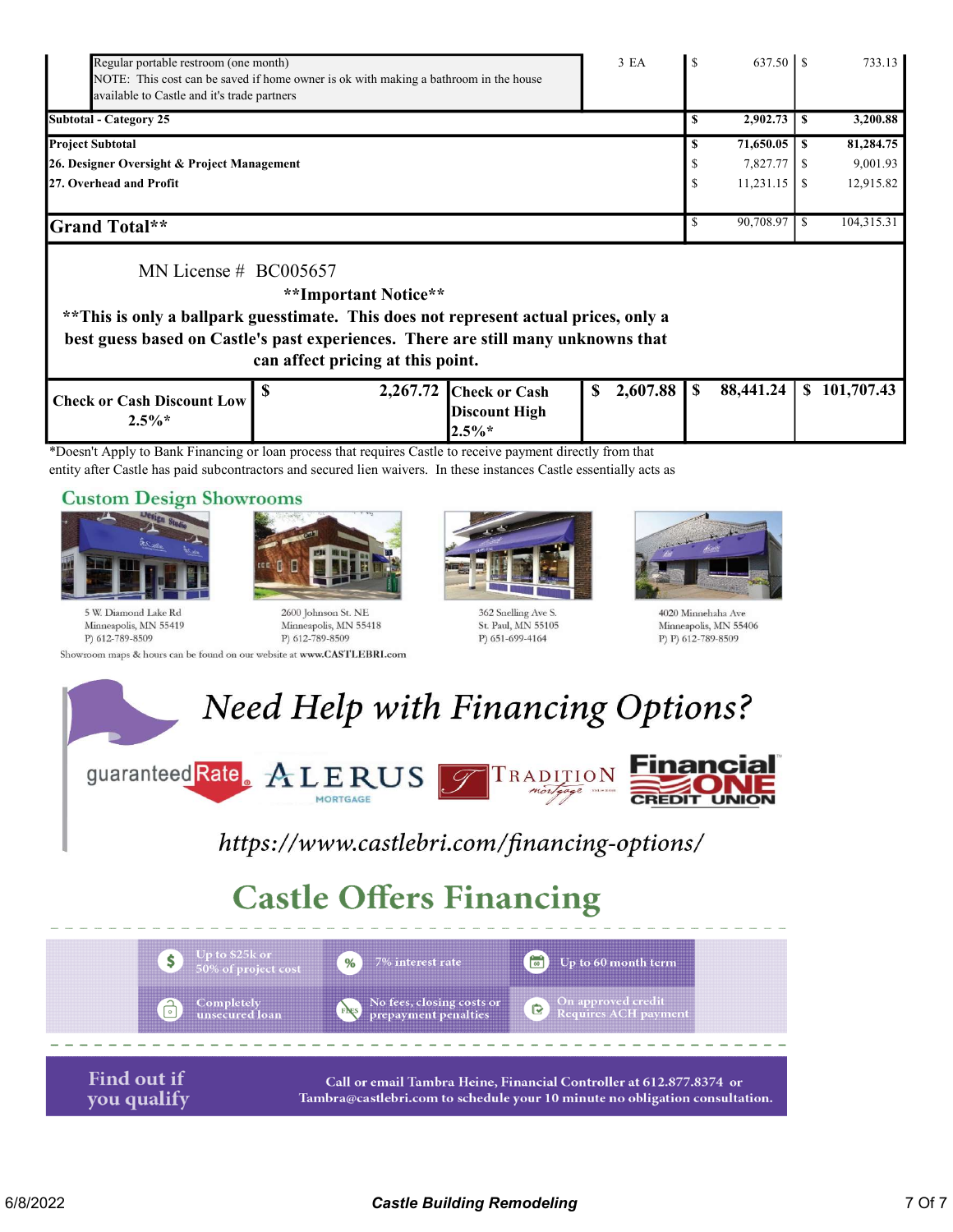| | | | | |
|---|---|---|---|---|
| Regular portable restroom (one month)<br>NOTE: This cost can be saved if home owner is ok with making a bathroom in the house available to Castle and it's trade partners | 3 EA | $ | 637.50 | $ 733.13 |
| **Subtotal - Category 25** | | **$** | **2,902.73** | **$ 3,200.88** |
| **Project Subtotal** | | **$** | **71,650.05** | **$ 81,284.75** |
| **26. Designer Oversight & Project Management** | | $ | 7,827.77 | $ 9,001.93 |
| **27. Overhead and Profit** | | $ | 11,231.15 | $ 12,915.82 |
| **Grand Total**** | | $ | 90,708.97 | $ 104,315.31 |

MN License # BC005657

****Important Notice****

****This is only a ballpark guesstimate. This does not represent actual prices, only a best guess based on Castle's past experiences. There are still many unknowns that can affect pricing at this point.**

| | | | | | |
|---|---|---|---|---|---|
| **Check or Cash Discount Low 2.5%*** | **$ 2,267.72** | **Check or Cash Discount High 2.5%*** | **$ 2,607.88** | **$ 88,441.24** | **$ 101,707.43** |

*Doesn't Apply to Bank Financing or loan process that requires Castle to receive payment directly from that entity after Castle has paid subcontractors and secured lien waivers. In these instances Castle essentially acts as

## Custom Design Showrooms

5 W. Diamond Lake Rd
Minneapolis, MN 55419
P) 612-789-8509

2600 Johnson St. NE
Minneapolis, MN 55418
P) 612-789-8509

362 Snelling Ave S.
St. Paul, MN 55105
P) 651-699-4164

4020 Minnehaha Ave
Minneapolis, MN 55406
P) P) 612-789-8509

Showroom maps & hours can be found on our website at **www.CASTLEBRI.com**

## *Need Help with Financing Options?*

guaranteed Rate. ALERUS MORTGAGE TRADITION mortgage Financial ONE CREDIT UNION

*https://www.castlebri.com/financing-options/*

## Castle Offers Financing

- Up to $25k or 50% of project cost
- 7% interest rate
- Up to 60 month term
- Completely unsecured loan
- No fees, closing costs or prepayment penalties
- On approved credit Requires ACH payment

**Find out if you qualify**

Call or email Tambra Heine, Financial Controller at 612.877.8374 or Tambra@castlebri.com to schedule your 10 minute no obligation consultation.

6/8/2022 — *Castle Building Remodeling*